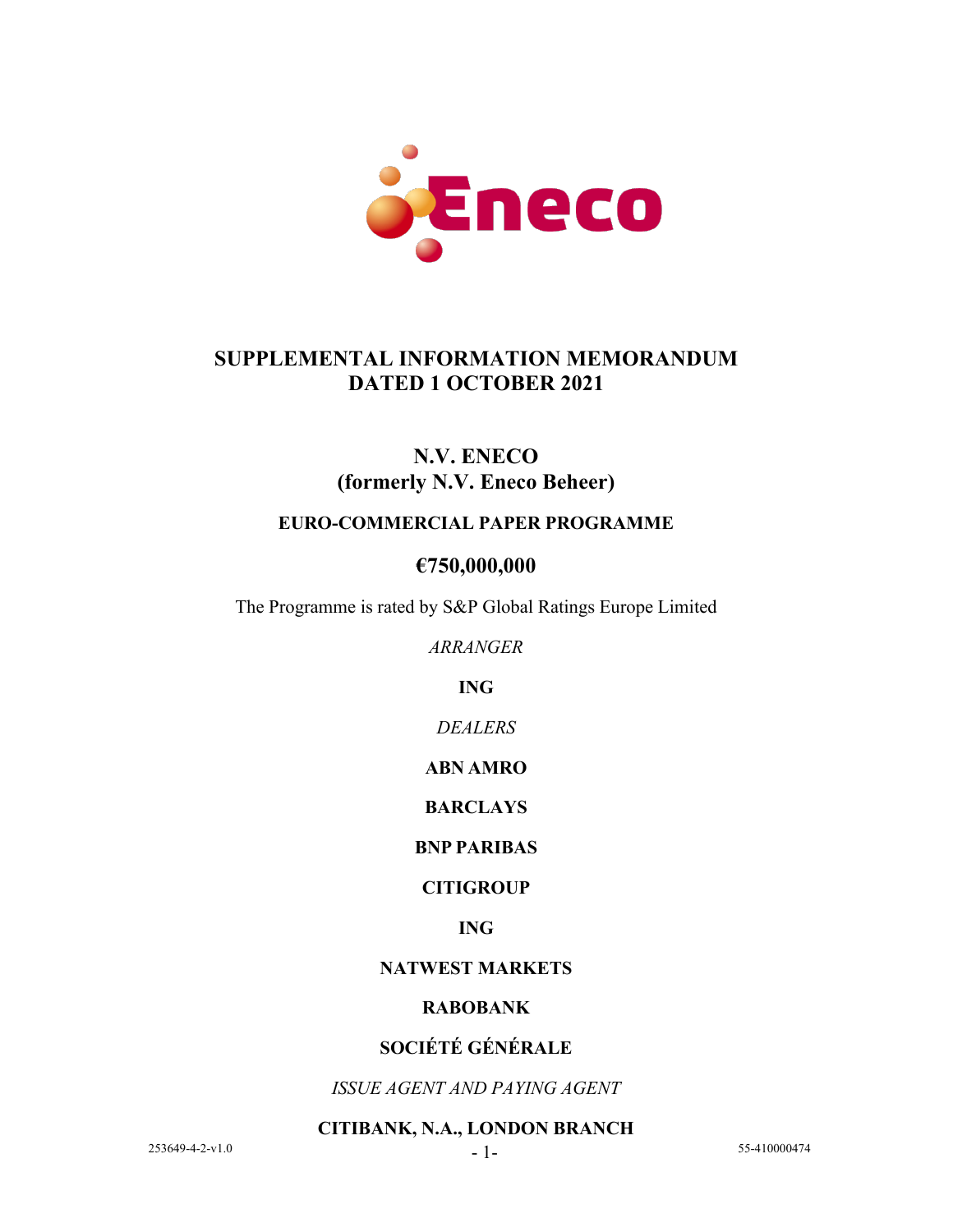# SUPPLEMENTAL INFORMATION MEMORANDUM DATED 1 OCTOBER 2021

## N.V. ENECO (formerly N.V. Eneco Beheer)

### EURO-COMMERCIAL PAPER PROGRAMME

### €750,000,000

The Programme is rated by S&P Global Ratings Europe Limited

*ARRANGER*

**ING**

*DEALERS*

**ABN AMRO**

**BARCLAYS**

**BNP PARIBAS**

**CITIGROUP**

**ING**

**NATWEST MARKETS**

**RABOBANK**

**SOCIÉTÉ GÉNÉRALE**

*ISSUE AGENT AND PAYING AGENT*

**CITIBANK, N.A., LONDON BRANCH**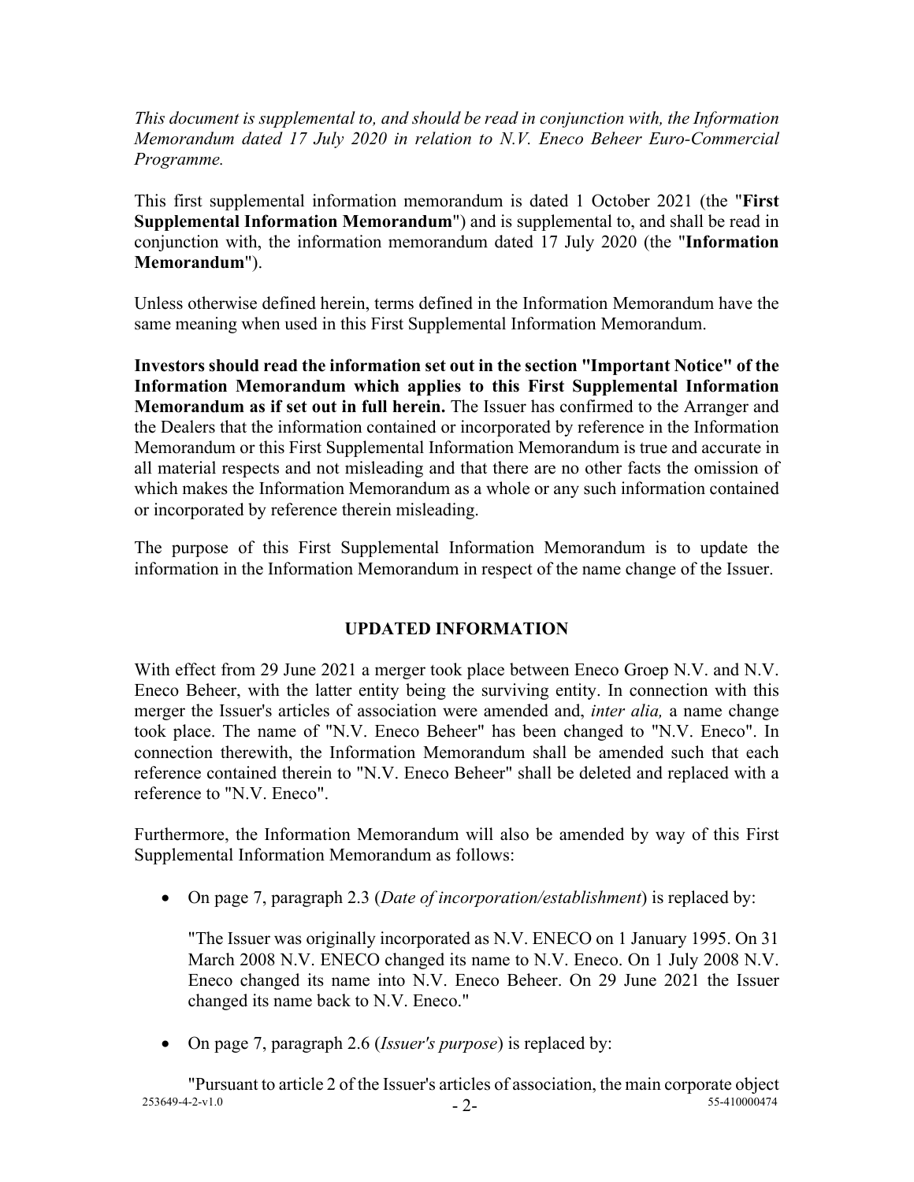*This document is supplemental to, and should be read in conjunction with, the Information Memorandum dated 17 July 2020 in relation to N.V. Eneco Beheer Euro-Commercial Programme.*

This first supplemental information memorandum is dated 1 October 2021 (the "**First Supplemental Information Memorandum**") and is supplemental to, and shall be read in conjunction with, the information memorandum dated 17 July 2020 (the "**Information Memorandum**").

Unless otherwise defined herein, terms defined in the Information Memorandum have the same meaning when used in this First Supplemental Information Memorandum.

**Investors should read the information set out in the section "Important Notice" of the Information Memorandum which applies to this First Supplemental Information Memorandum as if set out in full herein.** The Issuer has confirmed to the Arranger and the Dealers that the information contained or incorporated by reference in the Information Memorandum or this First Supplemental Information Memorandum is true and accurate in all material respects and not misleading and that there are no other facts the omission of which makes the Information Memorandum as a whole or any such information contained or incorporated by reference therein misleading.

The purpose of this First Supplemental Information Memorandum is to update the information in the Information Memorandum in respect of the name change of the Issuer.

## UPDATED INFORMATION

With effect from 29 June 2021 a merger took place between Eneco Groep N.V. and N.V. Eneco Beheer, with the latter entity being the surviving entity. In connection with this merger the Issuer's articles of association were amended and, *inter alia,* a name change took place. The name of "N.V. Eneco Beheer" has been changed to "N.V. Eneco". In connection therewith, the Information Memorandum shall be amended such that each reference contained therein to "N.V. Eneco Beheer" shall be deleted and replaced with a reference to "N.V. Eneco".

Furthermore, the Information Memorandum will also be amended by way of this First Supplemental Information Memorandum as follows:

- On page 7, paragraph 2.3 (*Date of incorporation/establishment*) is replaced by:

  "The Issuer was originally incorporated as N.V. ENECO on 1 January 1995. On 31 March 2008 N.V. ENECO changed its name to N.V. Eneco. On 1 July 2008 N.V. Eneco changed its name into N.V. Eneco Beheer. On 29 June 2021 the Issuer changed its name back to N.V. Eneco."

- On page 7, paragraph 2.6 (*Issuer's purpose*) is replaced by:

  "Pursuant to article 2 of the Issuer's articles of association, the main corporate object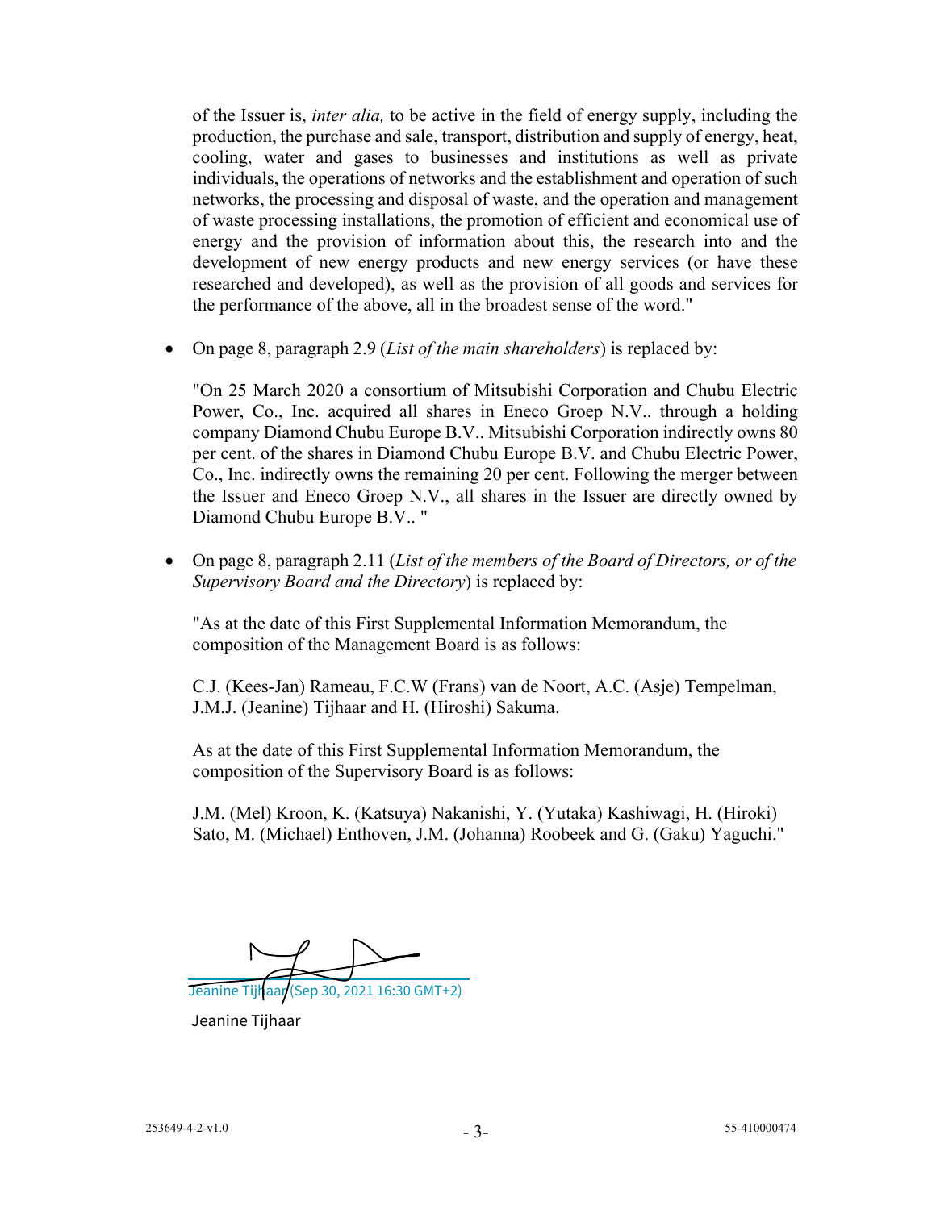of the Issuer is, *inter alia,* to be active in the field of energy supply, including the production, the purchase and sale, transport, distribution and supply of energy, heat, cooling, water and gases to businesses and institutions as well as private individuals, the operations of networks and the establishment and operation of such networks, the processing and disposal of waste, and the operation and management of waste processing installations, the promotion of efficient and economical use of energy and the provision of information about this, the research into and the development of new energy products and new energy services (or have these researched and developed), as well as the provision of all goods and services for the performance of the above, all in the broadest sense of the word."

- On page 8, paragraph 2.9 (*List of the main shareholders*) is replaced by:

  "On 25 March 2020 a consortium of Mitsubishi Corporation and Chubu Electric Power, Co., Inc. acquired all shares in Eneco Groep N.V.. through a holding company Diamond Chubu Europe B.V.. Mitsubishi Corporation indirectly owns 80 per cent. of the shares in Diamond Chubu Europe B.V. and Chubu Electric Power, Co., Inc. indirectly owns the remaining 20 per cent. Following the merger between the Issuer and Eneco Groep N.V., all shares in the Issuer are directly owned by Diamond Chubu Europe B.V.. "

- On page 8, paragraph 2.11 (*List of the members of the Board of Directors, or of the Supervisory Board and the Directory*) is replaced by:

  "As at the date of this First Supplemental Information Memorandum, the composition of the Management Board is as follows:

  C.J. (Kees-Jan) Rameau, F.C.W (Frans) van de Noort, A.C. (Asje) Tempelman, J.M.J. (Jeanine) Tijhaar and H. (Hiroshi) Sakuma.

  As at the date of this First Supplemental Information Memorandum, the composition of the Supervisory Board is as follows:

  J.M. (Mel) Kroon, K. (Katsuya) Nakanishi, Y. (Yutaka) Kashiwagi, H. (Hiroki) Sato, M. (Michael) Enthoven, J.M. (Johanna) Roobeek and G. (Gaku) Yaguchi."

Jeanine Tijhaar (Sep 30, 2021 16:30 GMT+2)

Jeanine Tijhaar

253649-4-2-v1.0

55-410000474